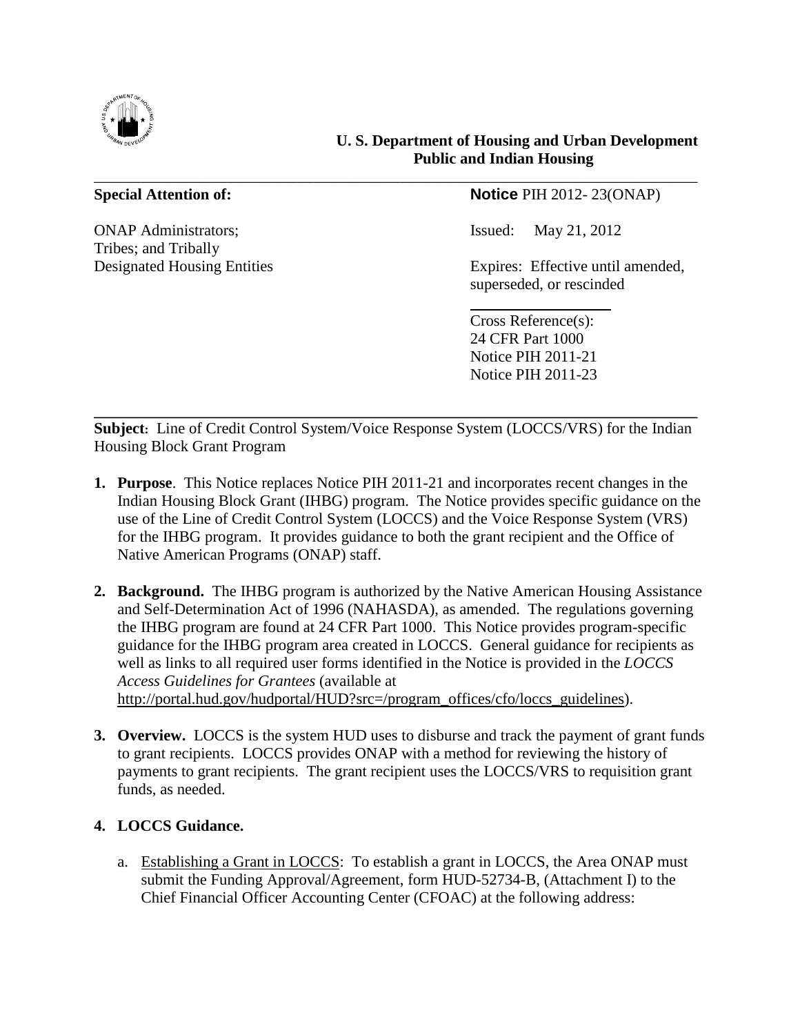**U. S. Department of Housing and Urban Development**
**Public and Indian Housing**

**Special Attention of:**

ONAP Administrators;
Tribes; and Tribally
Designated Housing Entities

**Notice** PIH 2012- 23(ONAP)

Issued: May 21, 2012

Expires: Effective until amended, superseded, or rescinded

Cross Reference(s):
24 CFR Part 1000
Notice PIH 2011-21
Notice PIH 2011-23

**Subject:** Line of Credit Control System/Voice Response System (LOCCS/VRS) for the Indian Housing Block Grant Program

1. **Purpose**. This Notice replaces Notice PIH 2011-21 and incorporates recent changes in the Indian Housing Block Grant (IHBG) program. The Notice provides specific guidance on the use of the Line of Credit Control System (LOCCS) and the Voice Response System (VRS) for the IHBG program. It provides guidance to both the grant recipient and the Office of Native American Programs (ONAP) staff.

2. **Background.** The IHBG program is authorized by the Native American Housing Assistance and Self-Determination Act of 1996 (NAHASDA), as amended. The regulations governing the IHBG program are found at 24 CFR Part 1000. This Notice provides program-specific guidance for the IHBG program area created in LOCCS. General guidance for recipients as well as links to all required user forms identified in the Notice is provided in the *LOCCS Access Guidelines for Grantees* (available at http://portal.hud.gov/hudportal/HUD?src=/program_offices/cfo/loccs_guidelines).

3. **Overview.** LOCCS is the system HUD uses to disburse and track the payment of grant funds to grant recipients. LOCCS provides ONAP with a method for reviewing the history of payments to grant recipients. The grant recipient uses the LOCCS/VRS to requisition grant funds, as needed.

4. **LOCCS Guidance.**

   a. Establishing a Grant in LOCCS: To establish a grant in LOCCS, the Area ONAP must submit the Funding Approval/Agreement, form HUD-52734-B, (Attachment I) to the Chief Financial Officer Accounting Center (CFOAC) at the following address: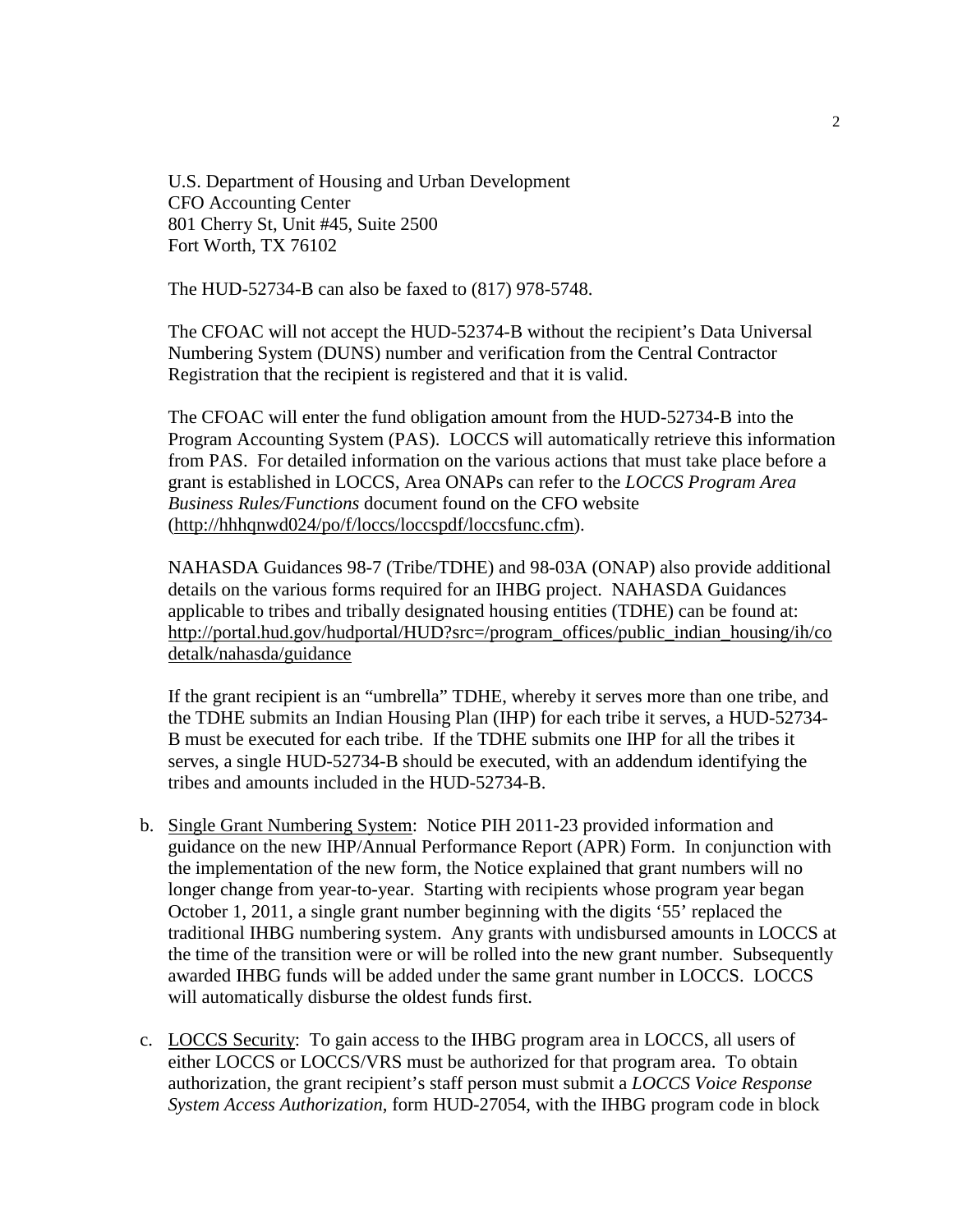U.S. Department of Housing and Urban Development
CFO Accounting Center
801 Cherry St, Unit #45, Suite 2500
Fort Worth, TX 76102

The HUD-52734-B can also be faxed to (817) 978-5748.

The CFOAC will not accept the HUD-52374-B without the recipient's Data Universal Numbering System (DUNS) number and verification from the Central Contractor Registration that the recipient is registered and that it is valid.

The CFOAC will enter the fund obligation amount from the HUD-52734-B into the Program Accounting System (PAS). LOCCS will automatically retrieve this information from PAS. For detailed information on the various actions that must take place before a grant is established in LOCCS, Area ONAPs can refer to the *LOCCS Program Area Business Rules/Functions* document found on the CFO website (http://hhhqnwd024/po/f/loccs/loccspdf/loccsfunc.cfm).

NAHASDA Guidances 98-7 (Tribe/TDHE) and 98-03A (ONAP) also provide additional details on the various forms required for an IHBG project. NAHASDA Guidances applicable to tribes and tribally designated housing entities (TDHE) can be found at: http://portal.hud.gov/hudportal/HUD?src=/program_offices/public_indian_housing/ih/codetalk/nahasda/guidance

If the grant recipient is an "umbrella" TDHE, whereby it serves more than one tribe, and the TDHE submits an Indian Housing Plan (IHP) for each tribe it serves, a HUD-52734-B must be executed for each tribe. If the TDHE submits one IHP for all the tribes it serves, a single HUD-52734-B should be executed, with an addendum identifying the tribes and amounts included in the HUD-52734-B.

b. Single Grant Numbering System: Notice PIH 2011-23 provided information and guidance on the new IHP/Annual Performance Report (APR) Form. In conjunction with the implementation of the new form, the Notice explained that grant numbers will no longer change from year-to-year. Starting with recipients whose program year began October 1, 2011, a single grant number beginning with the digits '55' replaced the traditional IHBG numbering system. Any grants with undisbursed amounts in LOCCS at the time of the transition were or will be rolled into the new grant number. Subsequently awarded IHBG funds will be added under the same grant number in LOCCS. LOCCS will automatically disburse the oldest funds first.

c. LOCCS Security: To gain access to the IHBG program area in LOCCS, all users of either LOCCS or LOCCS/VRS must be authorized for that program area. To obtain authorization, the grant recipient's staff person must submit a *LOCCS Voice Response System Access Authorization*, form HUD-27054, with the IHBG program code in block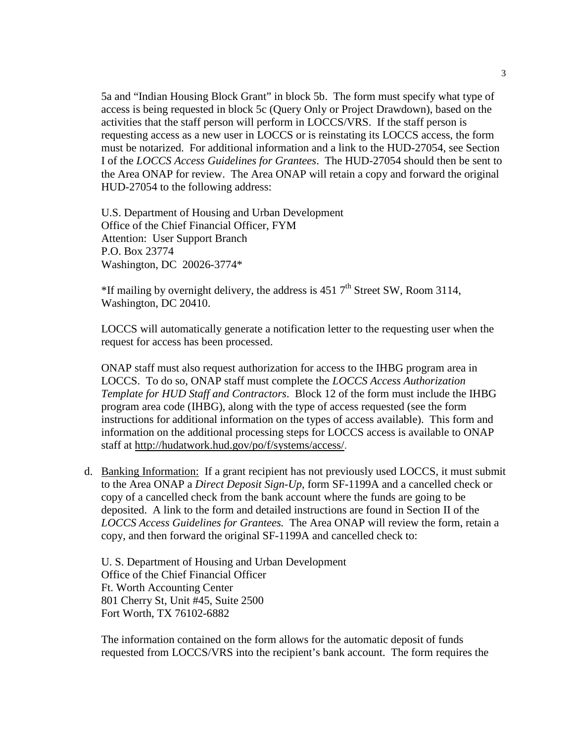5a and "Indian Housing Block Grant" in block 5b. The form must specify what type of access is being requested in block 5c (Query Only or Project Drawdown), based on the activities that the staff person will perform in LOCCS/VRS. If the staff person is requesting access as a new user in LOCCS or is reinstating its LOCCS access, the form must be notarized. For additional information and a link to the HUD-27054, see Section I of the *LOCCS Access Guidelines for Grantees*. The HUD-27054 should then be sent to the Area ONAP for review. The Area ONAP will retain a copy and forward the original HUD-27054 to the following address:

U.S. Department of Housing and Urban Development  
Office of the Chief Financial Officer, FYM  
Attention: User Support Branch  
P.O. Box 23774  
Washington, DC 20026-3774*

*If mailing by overnight delivery, the address is 451 7th Street SW, Room 3114, Washington, DC 20410.

LOCCS will automatically generate a notification letter to the requesting user when the request for access has been processed.

ONAP staff must also request authorization for access to the IHBG program area in LOCCS. To do so, ONAP staff must complete the *LOCCS Access Authorization Template for HUD Staff and Contractors*. Block 12 of the form must include the IHBG program area code (IHBG), along with the type of access requested (see the form instructions for additional information on the types of access available). This form and information on the additional processing steps for LOCCS access is available to ONAP staff at http://hudatwork.hud.gov/po/f/systems/access/.

d. Banking Information: If a grant recipient has not previously used LOCCS, it must submit to the Area ONAP a *Direct Deposit Sign-Up*, form SF-1199A and a cancelled check or copy of a cancelled check from the bank account where the funds are going to be deposited. A link to the form and detailed instructions are found in Section II of the *LOCCS Access Guidelines for Grantees.* The Area ONAP will review the form, retain a copy, and then forward the original SF-1199A and cancelled check to:

U. S. Department of Housing and Urban Development  
Office of the Chief Financial Officer  
Ft. Worth Accounting Center  
801 Cherry St, Unit #45, Suite 2500  
Fort Worth, TX 76102-6882

The information contained on the form allows for the automatic deposit of funds requested from LOCCS/VRS into the recipient's bank account. The form requires the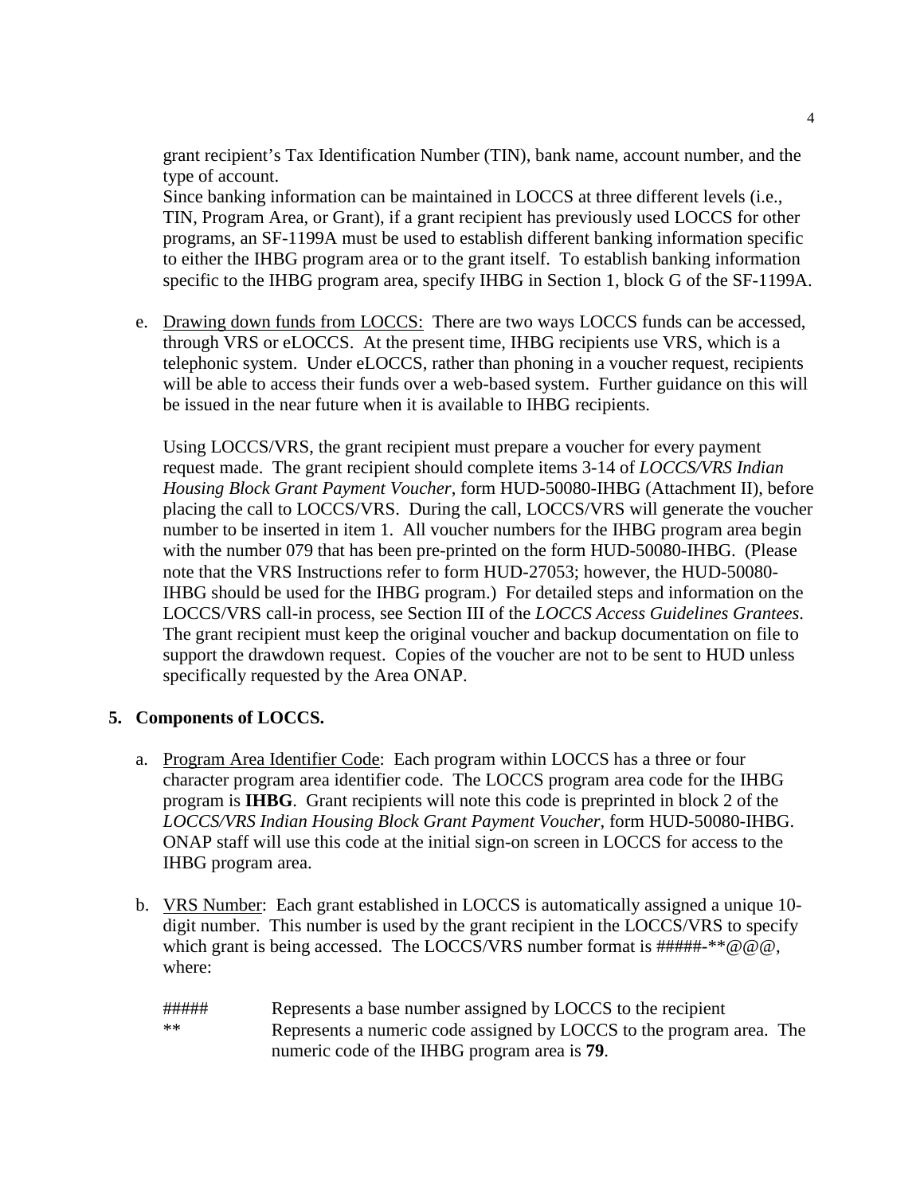grant recipient's Tax Identification Number (TIN), bank name, account number, and the type of account.
Since banking information can be maintained in LOCCS at three different levels (i.e., TIN, Program Area, or Grant), if a grant recipient has previously used LOCCS for other programs, an SF-1199A must be used to establish different banking information specific to either the IHBG program area or to the grant itself. To establish banking information specific to the IHBG program area, specify IHBG in Section 1, block G of the SF-1199A.

e. Drawing down funds from LOCCS: There are two ways LOCCS funds can be accessed, through VRS or eLOCCS. At the present time, IHBG recipients use VRS, which is a telephonic system. Under eLOCCS, rather than phoning in a voucher request, recipients will be able to access their funds over a web-based system. Further guidance on this will be issued in the near future when it is available to IHBG recipients.

   Using LOCCS/VRS, the grant recipient must prepare a voucher for every payment request made. The grant recipient should complete items 3-14 of *LOCCS/VRS Indian Housing Block Grant Payment Voucher*, form HUD-50080-IHBG (Attachment II), before placing the call to LOCCS/VRS. During the call, LOCCS/VRS will generate the voucher number to be inserted in item 1. All voucher numbers for the IHBG program area begin with the number 079 that has been pre-printed on the form HUD-50080-IHBG. (Please note that the VRS Instructions refer to form HUD-27053; however, the HUD-50080-IHBG should be used for the IHBG program.) For detailed steps and information on the LOCCS/VRS call-in process, see Section III of the *LOCCS Access Guidelines Grantees*. The grant recipient must keep the original voucher and backup documentation on file to support the drawdown request. Copies of the voucher are not to be sent to HUD unless specifically requested by the Area ONAP.

**5. Components of LOCCS.**

a. Program Area Identifier Code: Each program within LOCCS has a three or four character program area identifier code. The LOCCS program area code for the IHBG program is **IHBG**. Grant recipients will note this code is preprinted in block 2 of the *LOCCS/VRS Indian Housing Block Grant Payment Voucher*, form HUD-50080-IHBG. ONAP staff will use this code at the initial sign-on screen in LOCCS for access to the IHBG program area.

b. VRS Number: Each grant established in LOCCS is automatically assigned a unique 10-digit number. This number is used by the grant recipient in the LOCCS/VRS to specify which grant is being accessed. The LOCCS/VRS number format is #####-**@@@, where:

   ##### Represents a base number assigned by LOCCS to the recipient
   ** Represents a numeric code assigned by LOCCS to the program area. The numeric code of the IHBG program area is **79**.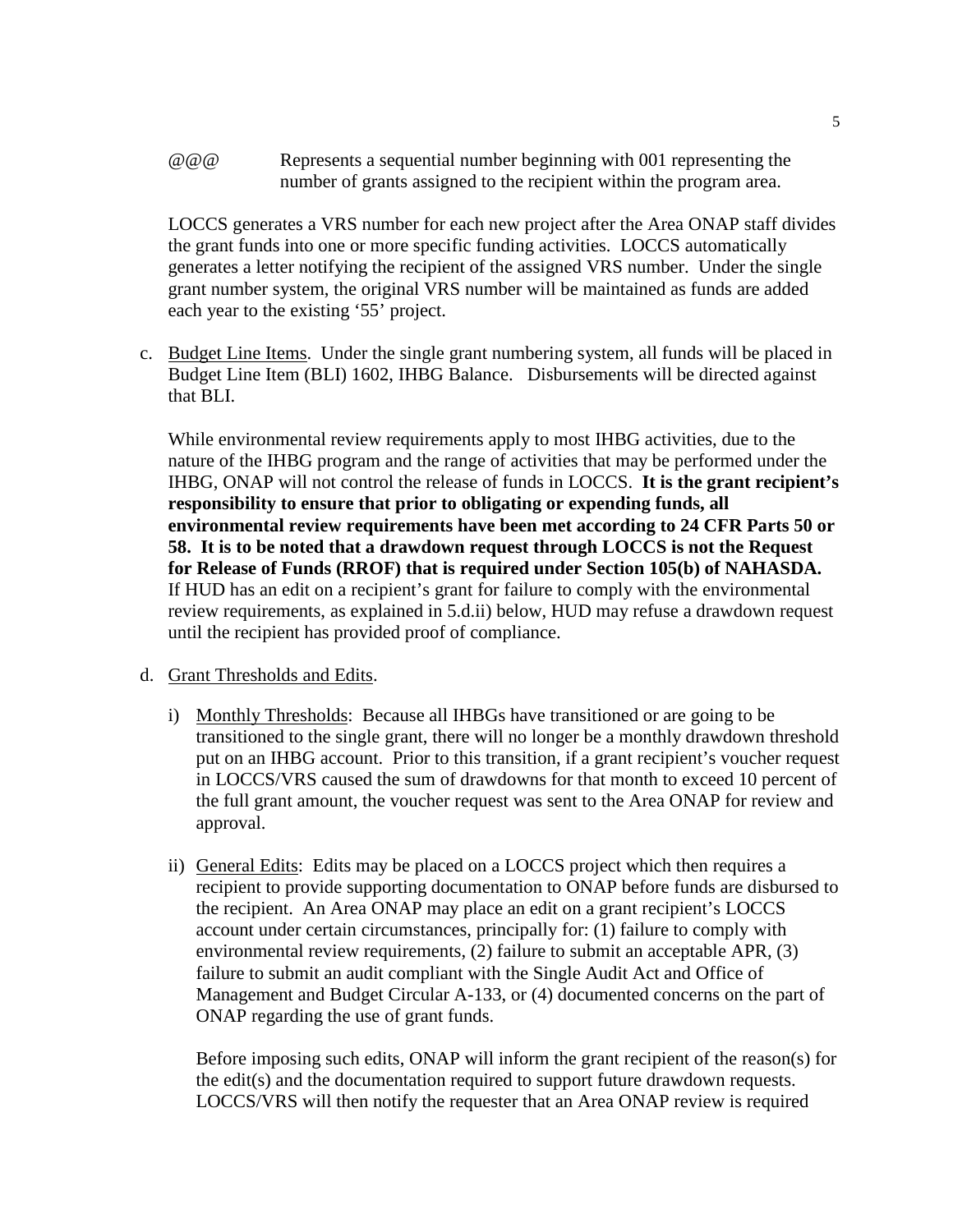@@@ Represents a sequential number beginning with 001 representing the number of grants assigned to the recipient within the program area.

LOCCS generates a VRS number for each new project after the Area ONAP staff divides the grant funds into one or more specific funding activities. LOCCS automatically generates a letter notifying the recipient of the assigned VRS number. Under the single grant number system, the original VRS number will be maintained as funds are added each year to the existing '55' project.

c. Budget Line Items. Under the single grant numbering system, all funds will be placed in Budget Line Item (BLI) 1602, IHBG Balance. Disbursements will be directed against that BLI.

   While environmental review requirements apply to most IHBG activities, due to the nature of the IHBG program and the range of activities that may be performed under the IHBG, ONAP will not control the release of funds in LOCCS. **It is the grant recipient's responsibility to ensure that prior to obligating or expending funds, all environmental review requirements have been met according to 24 CFR Parts 50 or 58. It is to be noted that a drawdown request through LOCCS is not the Request for Release of Funds (RROF) that is required under Section 105(b) of NAHASDA.** If HUD has an edit on a recipient's grant for failure to comply with the environmental review requirements, as explained in 5.d.ii) below, HUD may refuse a drawdown request until the recipient has provided proof of compliance.

d. Grant Thresholds and Edits.

   i) Monthly Thresholds: Because all IHBGs have transitioned or are going to be transitioned to the single grant, there will no longer be a monthly drawdown threshold put on an IHBG account. Prior to this transition, if a grant recipient's voucher request in LOCCS/VRS caused the sum of drawdowns for that month to exceed 10 percent of the full grant amount, the voucher request was sent to the Area ONAP for review and approval.

   ii) General Edits: Edits may be placed on a LOCCS project which then requires a recipient to provide supporting documentation to ONAP before funds are disbursed to the recipient. An Area ONAP may place an edit on a grant recipient's LOCCS account under certain circumstances, principally for: (1) failure to comply with environmental review requirements, (2) failure to submit an acceptable APR, (3) failure to submit an audit compliant with the Single Audit Act and Office of Management and Budget Circular A-133, or (4) documented concerns on the part of ONAP regarding the use of grant funds.

   Before imposing such edits, ONAP will inform the grant recipient of the reason(s) for the edit(s) and the documentation required to support future drawdown requests. LOCCS/VRS will then notify the requester that an Area ONAP review is required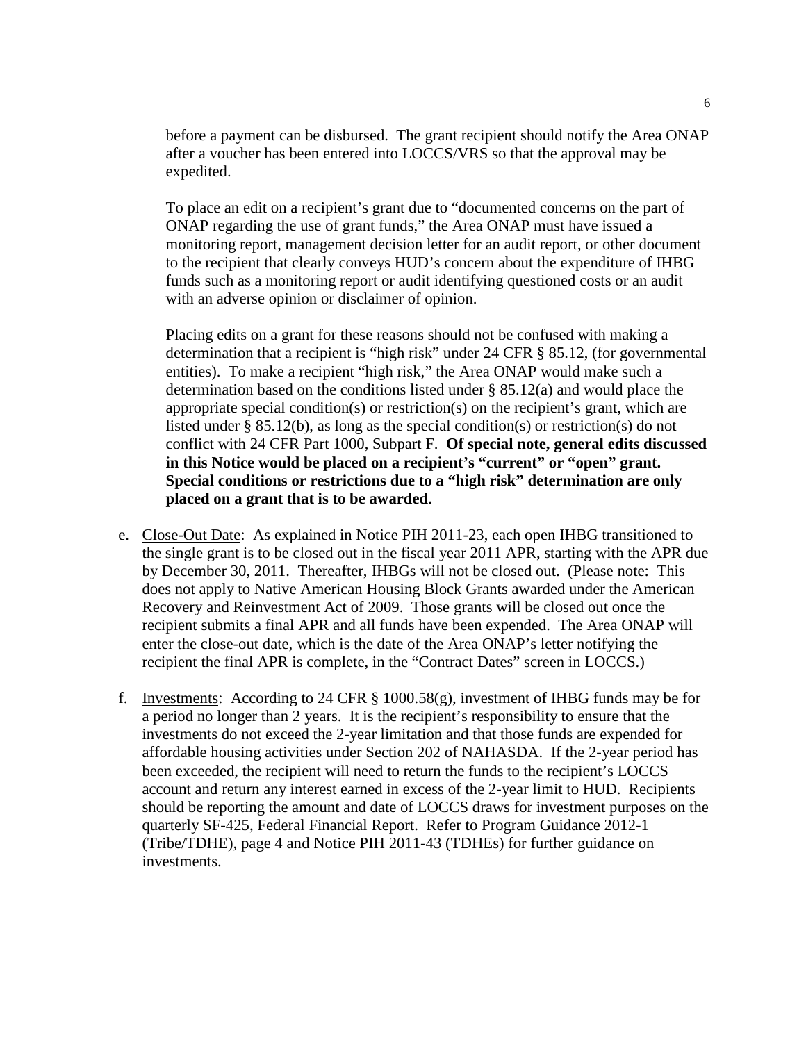before a payment can be disbursed. The grant recipient should notify the Area ONAP after a voucher has been entered into LOCCS/VRS so that the approval may be expedited.

To place an edit on a recipient's grant due to "documented concerns on the part of ONAP regarding the use of grant funds," the Area ONAP must have issued a monitoring report, management decision letter for an audit report, or other document to the recipient that clearly conveys HUD's concern about the expenditure of IHBG funds such as a monitoring report or audit identifying questioned costs or an audit with an adverse opinion or disclaimer of opinion.

Placing edits on a grant for these reasons should not be confused with making a determination that a recipient is "high risk" under 24 CFR § 85.12, (for governmental entities). To make a recipient "high risk," the Area ONAP would make such a determination based on the conditions listed under § 85.12(a) and would place the appropriate special condition(s) or restriction(s) on the recipient's grant, which are listed under § 85.12(b), as long as the special condition(s) or restriction(s) do not conflict with 24 CFR Part 1000, Subpart F. **Of special note, general edits discussed in this Notice would be placed on a recipient's "current" or "open" grant. Special conditions or restrictions due to a "high risk" determination are only placed on a grant that is to be awarded.**

e. Close-Out Date: As explained in Notice PIH 2011-23, each open IHBG transitioned to the single grant is to be closed out in the fiscal year 2011 APR, starting with the APR due by December 30, 2011. Thereafter, IHBGs will not be closed out. (Please note: This does not apply to Native American Housing Block Grants awarded under the American Recovery and Reinvestment Act of 2009. Those grants will be closed out once the recipient submits a final APR and all funds have been expended. The Area ONAP will enter the close-out date, which is the date of the Area ONAP's letter notifying the recipient the final APR is complete, in the "Contract Dates" screen in LOCCS.)

f. Investments: According to 24 CFR § 1000.58(g), investment of IHBG funds may be for a period no longer than 2 years. It is the recipient's responsibility to ensure that the investments do not exceed the 2-year limitation and that those funds are expended for affordable housing activities under Section 202 of NAHASDA. If the 2-year period has been exceeded, the recipient will need to return the funds to the recipient's LOCCS account and return any interest earned in excess of the 2-year limit to HUD. Recipients should be reporting the amount and date of LOCCS draws for investment purposes on the quarterly SF-425, Federal Financial Report. Refer to Program Guidance 2012-1 (Tribe/TDHE), page 4 and Notice PIH 2011-43 (TDHEs) for further guidance on investments.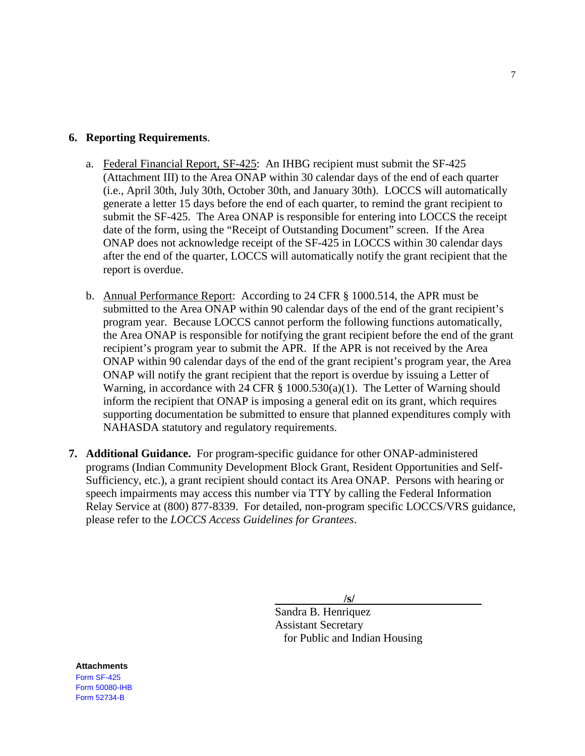6. **Reporting Requirements**.

   a. Federal Financial Report, SF-425: An IHBG recipient must submit the SF-425 (Attachment III) to the Area ONAP within 30 calendar days of the end of each quarter (i.e., April 30th, July 30th, October 30th, and January 30th). LOCCS will automatically generate a letter 15 days before the end of each quarter, to remind the grant recipient to submit the SF-425. The Area ONAP is responsible for entering into LOCCS the receipt date of the form, using the "Receipt of Outstanding Document" screen. If the Area ONAP does not acknowledge receipt of the SF-425 in LOCCS within 30 calendar days after the end of the quarter, LOCCS will automatically notify the grant recipient that the report is overdue.

   b. Annual Performance Report: According to 24 CFR § 1000.514, the APR must be submitted to the Area ONAP within 90 calendar days of the end of the grant recipient's program year. Because LOCCS cannot perform the following functions automatically, the Area ONAP is responsible for notifying the grant recipient before the end of the grant recipient's program year to submit the APR. If the APR is not received by the Area ONAP within 90 calendar days of the end of the grant recipient's program year, the Area ONAP will notify the grant recipient that the report is overdue by issuing a Letter of Warning, in accordance with 24 CFR § 1000.530(a)(1). The Letter of Warning should inform the recipient that ONAP is imposing a general edit on its grant, which requires supporting documentation be submitted to ensure that planned expenditures comply with NAHASDA statutory and regulatory requirements.

7. **Additional Guidance.** For program-specific guidance for other ONAP-administered programs (Indian Community Development Block Grant, Resident Opportunities and Self-Sufficiency, etc.), a grant recipient should contact its Area ONAP. Persons with hearing or speech impairments may access this number via TTY by calling the Federal Information Relay Service at (800) 877-8339. For detailed, non-program specific LOCCS/VRS guidance, please refer to the *LOCCS Access Guidelines for Grantees*.

**/s/**

Sandra B. Henriquez
Assistant Secretary
for Public and Indian Housing

**Attachments**

Form SF-425
Form 50080-IHB
Form 52734-B